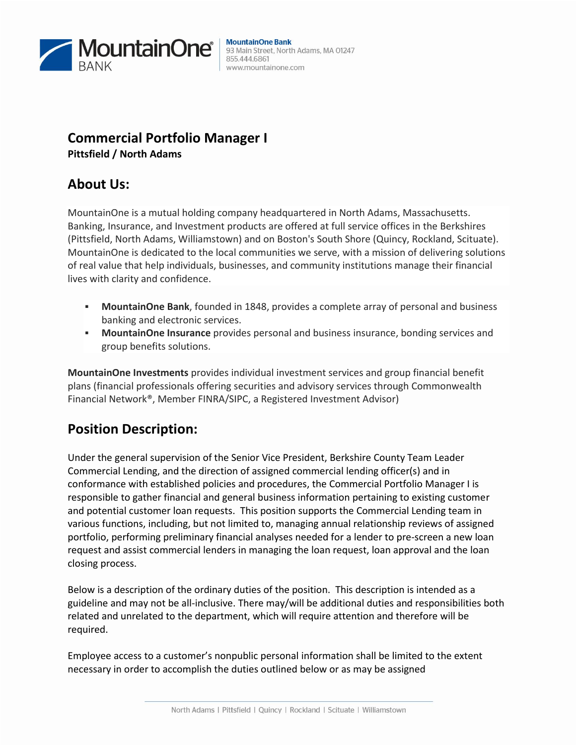MountainOne Bank
93 Main Street, North Adams, MA 01247
855.444.6861
www.mountainone.com

# Commercial Portfolio Manager I

**Pittsfield / North Adams**

## About Us:

MountainOne is a mutual holding company headquartered in North Adams, Massachusetts. Banking, Insurance, and Investment products are offered at full service offices in the Berkshires (Pittsfield, North Adams, Williamstown) and on Boston's South Shore (Quincy, Rockland, Scituate). MountainOne is dedicated to the local communities we serve, with a mission of delivering solutions of real value that help individuals, businesses, and community institutions manage their financial lives with clarity and confidence.

- **MountainOne Bank**, founded in 1848, provides a complete array of personal and business banking and electronic services.
- **MountainOne Insurance** provides personal and business insurance, bonding services and group benefits solutions.

**MountainOne Investments** provides individual investment services and group financial benefit plans (financial professionals offering securities and advisory services through Commonwealth Financial Network®, Member FINRA/SIPC, a Registered Investment Advisor)

## Position Description:

Under the general supervision of the Senior Vice President, Berkshire County Team Leader Commercial Lending, and the direction of assigned commercial lending officer(s) and in conformance with established policies and procedures, the Commercial Portfolio Manager I is responsible to gather financial and general business information pertaining to existing customer and potential customer loan requests. This position supports the Commercial Lending team in various functions, including, but not limited to, managing annual relationship reviews of assigned portfolio, performing preliminary financial analyses needed for a lender to pre-screen a new loan request and assist commercial lenders in managing the loan request, loan approval and the loan closing process.

Below is a description of the ordinary duties of the position. This description is intended as a guideline and may not be all-inclusive. There may/will be additional duties and responsibilities both related and unrelated to the department, which will require attention and therefore will be required.

Employee access to a customer's nonpublic personal information shall be limited to the extent necessary in order to accomplish the duties outlined below or as may be assigned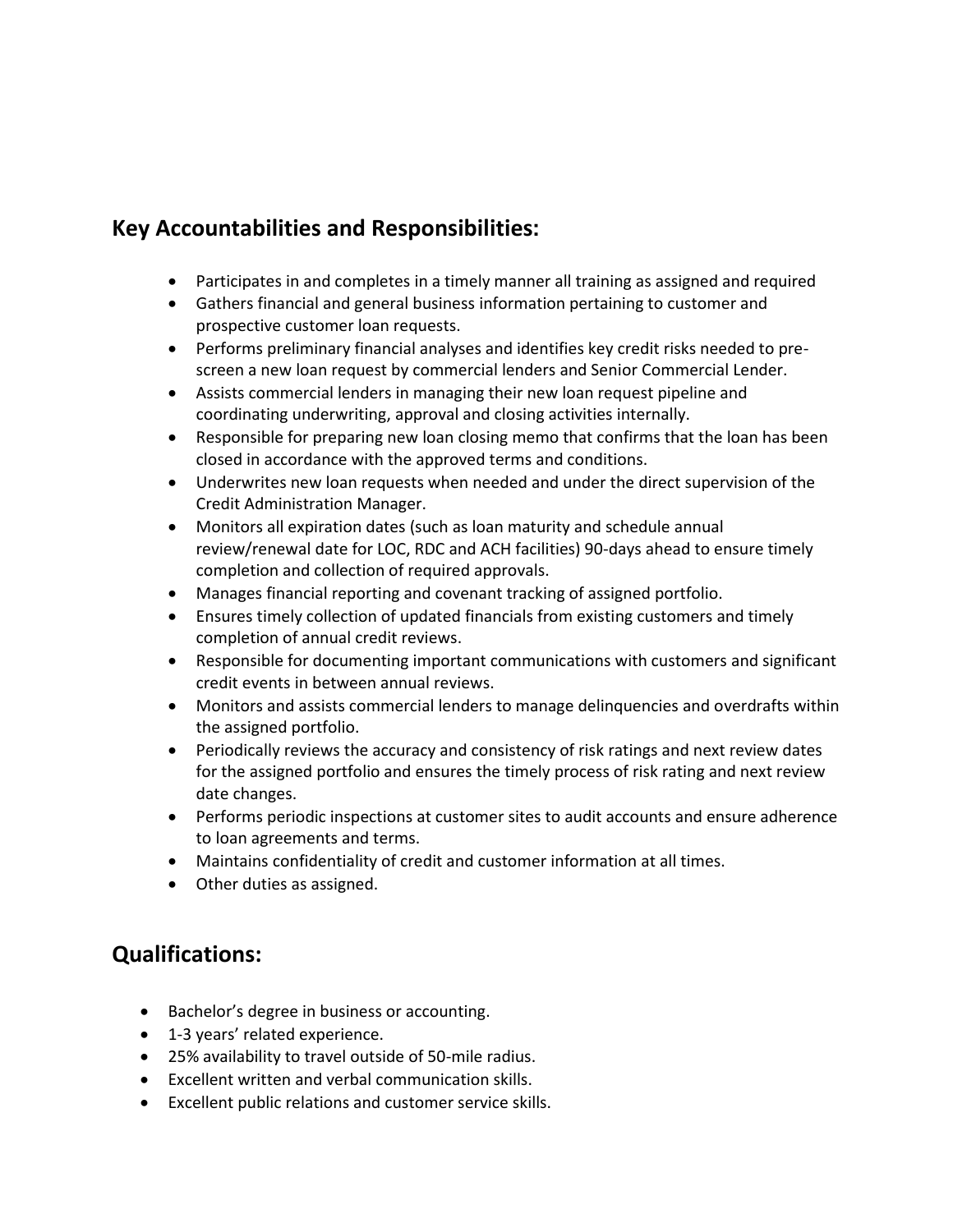## Key Accountabilities and Responsibilities:

- Participates in and completes in a timely manner all training as assigned and required
- Gathers financial and general business information pertaining to customer and prospective customer loan requests.
- Performs preliminary financial analyses and identifies key credit risks needed to pre-screen a new loan request by commercial lenders and Senior Commercial Lender.
- Assists commercial lenders in managing their new loan request pipeline and coordinating underwriting, approval and closing activities internally.
- Responsible for preparing new loan closing memo that confirms that the loan has been closed in accordance with the approved terms and conditions.
- Underwrites new loan requests when needed and under the direct supervision of the Credit Administration Manager.
- Monitors all expiration dates (such as loan maturity and schedule annual review/renewal date for LOC, RDC and ACH facilities) 90-days ahead to ensure timely completion and collection of required approvals.
- Manages financial reporting and covenant tracking of assigned portfolio.
- Ensures timely collection of updated financials from existing customers and timely completion of annual credit reviews.
- Responsible for documenting important communications with customers and significant credit events in between annual reviews.
- Monitors and assists commercial lenders to manage delinquencies and overdrafts within the assigned portfolio.
- Periodically reviews the accuracy and consistency of risk ratings and next review dates for the assigned portfolio and ensures the timely process of risk rating and next review date changes.
- Performs periodic inspections at customer sites to audit accounts and ensure adherence to loan agreements and terms.
- Maintains confidentiality of credit and customer information at all times.
- Other duties as assigned.

## Qualifications:

- Bachelor's degree in business or accounting.
- 1-3 years' related experience.
- 25% availability to travel outside of 50-mile radius.
- Excellent written and verbal communication skills.
- Excellent public relations and customer service skills.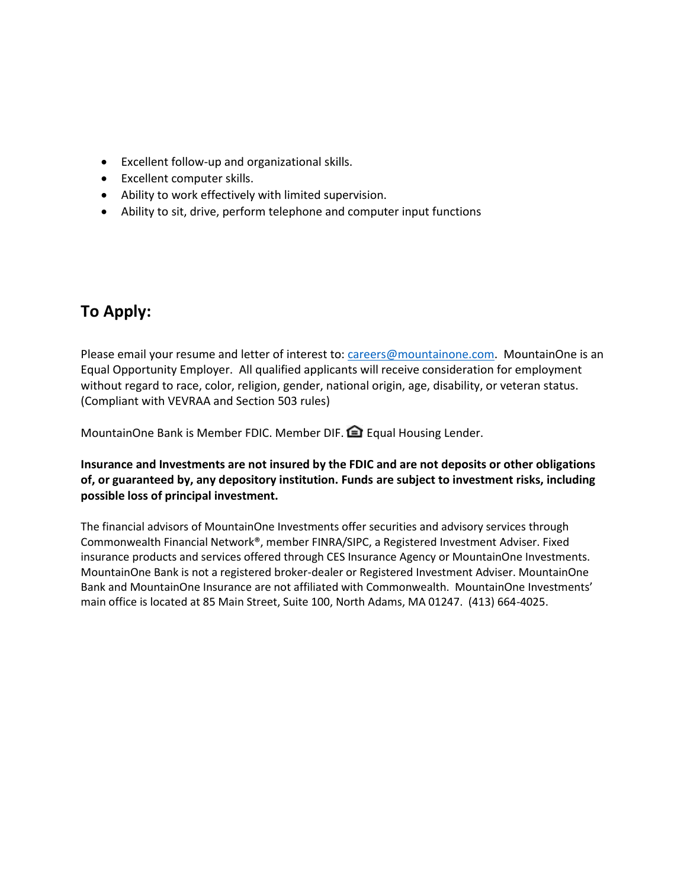- Excellent follow-up and organizational skills.
- Excellent computer skills.
- Ability to work effectively with limited supervision.
- Ability to sit, drive, perform telephone and computer input functions

## To Apply:

Please email your resume and letter of interest to: careers@mountainone.com. MountainOne is an Equal Opportunity Employer. All qualified applicants will receive consideration for employment without regard to race, color, religion, gender, national origin, age, disability, or veteran status. (Compliant with VEVRAA and Section 503 rules)

MountainOne Bank is Member FDIC. Member DIF. Equal Housing Lender.

**Insurance and Investments are not insured by the FDIC and are not deposits or other obligations of, or guaranteed by, any depository institution. Funds are subject to investment risks, including possible loss of principal investment.**

The financial advisors of MountainOne Investments offer securities and advisory services through Commonwealth Financial Network®, member FINRA/SIPC, a Registered Investment Adviser. Fixed insurance products and services offered through CES Insurance Agency or MountainOne Investments. MountainOne Bank is not a registered broker-dealer or Registered Investment Adviser. MountainOne Bank and MountainOne Insurance are not affiliated with Commonwealth. MountainOne Investments' main office is located at 85 Main Street, Suite 100, North Adams, MA 01247. (413) 664-4025.